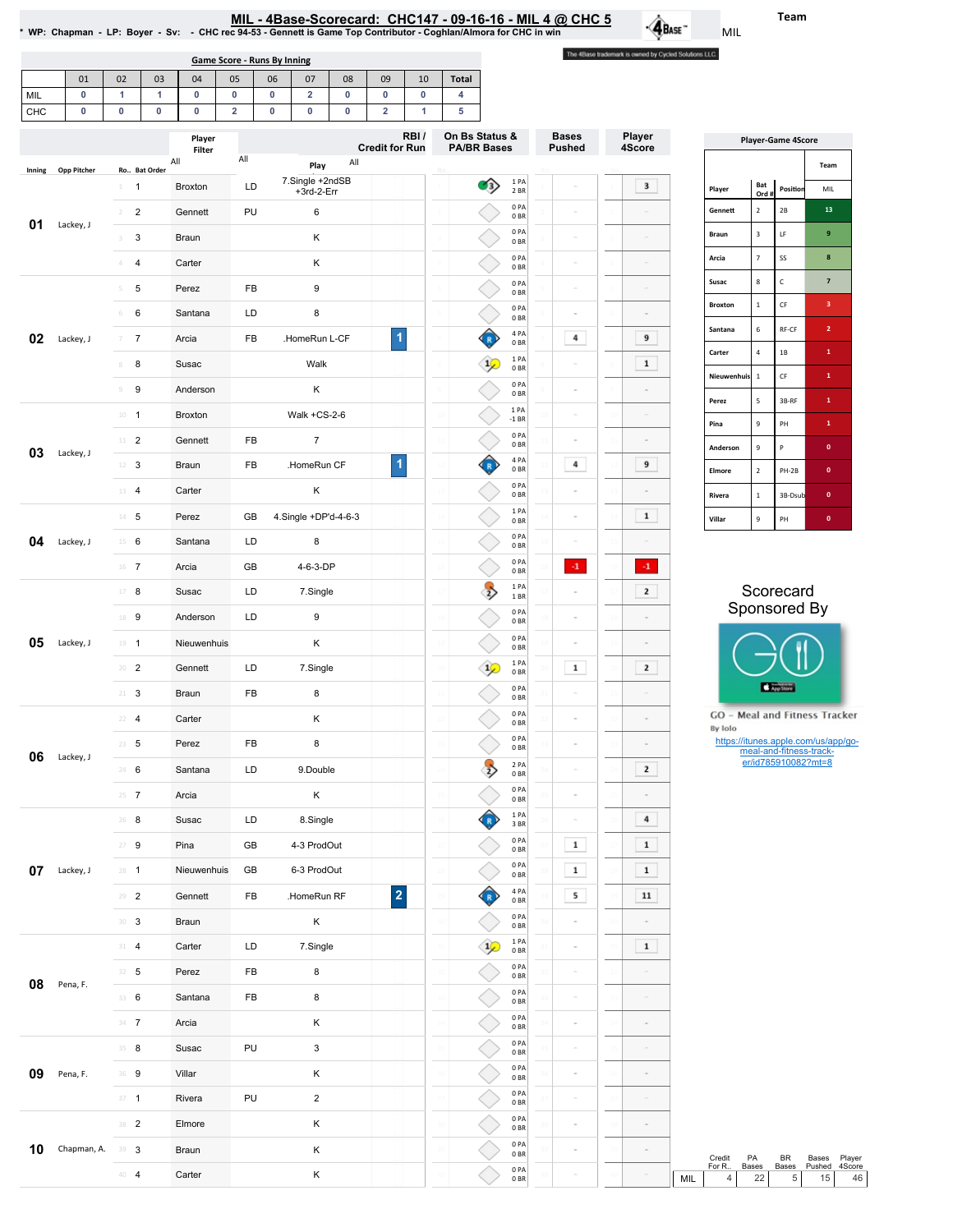# MIL - 4Base-Scorecard: CHC147 - 09-16-16 - MIL 4 @ CHC 5

* WP: Chapman - LP: Boyer - Sv: - CHC rec 94-53 - Gennett is Game Top Contributor - Coghlan/Almora for CHC in win

Team: MIL

The 4Base trademark is owned by Cycled Solutions LLC.

## Game Score - Runs By Inning

| | 01 | 02 | 03 | 04 | 05 | 06 | 07 | 08 | 09 | 10 | Total |
|---|---|---|---|---|---|---|---|---|---|---|---|
| MIL | 0 | 1 | 1 | 0 | 0 | 0 | 2 | 0 | 0 | 0 | 4 |
| CHC | 0 | 0 | 0 | 0 | 2 | 0 | 0 | 0 | 2 | 1 | 5 |

## Play-by-Play

| Inning | Opp Pitcher | Ro.. | Bat Order | Player | | Play | RBI / Credit for Run | On Bs Status & PA/BR Bases | Bases Pushed | Player 4Score |
|---|---|---|---|---|---|---|---|---|---|---|
| 01 | Lackey, J | 1 | 1 | Broxton | LD | 7.Single +2ndSB +3rd-2-Err | | 1 PA 2 BR | - | 3 |
| | | 2 | 2 | Gennett | PU | 6 | | 0 PA 0 BR | - | - |
| | | 3 | 3 | Braun | | K | | 0 PA 0 BR | - | - |
| | | 4 | 4 | Carter | | K | | 0 PA 0 BR | - | - |
| 02 | Lackey, J | 5 | 5 | Perez | FB | 9 | | 0 PA 0 BR | - | - |
| | | 6 | 6 | Santana | LD | 8 | | 0 PA 0 BR | - | - |
| | | 7 | 7 | Arcia | FB | .HomeRun L-CF | 1 | 4 PA 0 BR | 4 | 9 |
| | | 8 | 8 | Susac | | Walk | | 1 PA 0 BR | - | 1 |
| | | 9 | 9 | Anderson | | K | | 0 PA 0 BR | - | - |
| 03 | Lackey, J | 10 | 1 | Broxton | | Walk +CS-2-6 | | 1 PA -1 BR | - | - |
| | | 11 | 2 | Gennett | FB | 7 | | 0 PA 0 BR | - | - |
| | | 12 | 3 | Braun | FB | .HomeRun CF | 1 | 4 PA 0 BR | 4 | 9 |
| | | 13 | 4 | Carter | | K | | 0 PA 0 BR | - | - |
| 04 | Lackey, J | 14 | 5 | Perez | GB | 4.Single +DP'd-4-6-3 | | 1 PA 0 BR | - | 1 |
| | | 15 | 6 | Santana | LD | 8 | | 0 PA 0 BR | - | - |
| | | 16 | 7 | Arcia | GB | 4-6-3-DP | | 0 PA 0 BR | -1 | -1 |
| 05 | Lackey, J | 17 | 8 | Susac | LD | 7.Single | | 1 PA 1 BR | - | 2 |
| | | 18 | 9 | Anderson | LD | 9 | | 0 PA 0 BR | - | - |
| | | 19 | 1 | Nieuwenhuis | | K | | 0 PA 0 BR | - | - |
| | | 20 | 2 | Gennett | LD | 7.Single | | 1 PA 0 BR | 1 | 2 |
| | | 21 | 3 | Braun | FB | 8 | | 0 PA 0 BR | - | - |
| 06 | Lackey, J | 22 | 4 | Carter | | K | | 0 PA 0 BR | - | - |
| | | 23 | 5 | Perez | FB | 8 | | 0 PA 0 BR | - | - |
| | | 24 | 6 | Santana | LD | 9.Double | | 2 PA 0 BR | - | 2 |
| | | 25 | 7 | Arcia | | K | | 0 PA 0 BR | - | - |
| 07 | Lackey, J | 26 | 8 | Susac | LD | 8.Single | | 1 PA 3 BR | - | 4 |
| | | 27 | 9 | Pina | GB | 4-3 ProdOut | | 0 PA 0 BR | 1 | 1 |
| | | 28 | 1 | Nieuwenhuis | GB | 6-3 ProdOut | | 0 PA 0 BR | 1 | 1 |
| | | 29 | 2 | Gennett | FB | .HomeRun RF | 2 | 4 PA 0 BR | 5 | 11 |
| | | 30 | 3 | Braun | | K | | 0 PA 0 BR | - | - |
| 08 | Pena, F. | 31 | 4 | Carter | LD | 7.Single | | 1 PA 0 BR | - | 1 |
| | | 32 | 5 | Perez | FB | 8 | | 0 PA 0 BR | - | - |
| | | 33 | 6 | Santana | FB | 8 | | 0 PA 0 BR | - | - |
| | | 34 | 7 | Arcia | | K | | 0 PA 0 BR | - | - |
| 09 | Pena, F. | 35 | 8 | Susac | PU | 3 | | 0 PA 0 BR | - | - |
| | | 36 | 9 | Villar | | K | | 0 PA 0 BR | - | - |
| | | 37 | 1 | Rivera | PU | 2 | | 0 PA 0 BR | - | - |
| 10 | Chapman, A. | 38 | 2 | Elmore | | K | | 0 PA 0 BR | - | - |
| | | 39 | 3 | Braun | | K | | 0 PA 0 BR | - | - |
| | | 40 | 4 | Carter | | K | | 0 PA 0 BR | - | - |

## Player-Game 4Score

| Player | Bat Ord # | Position | MIL |
|---|---|---|---|
| Gennett | 2 | 2B | 13 |
| Braun | 3 | LF | 9 |
| Arcia | 7 | SS | 8 |
| Susac | 8 | C | 7 |
| Broxton | 1 | CF | 3 |
| Santana | 6 | RF-CF | 2 |
| Carter | 4 | 1B | 1 |
| Nieuwenhuis | 1 | CF | 1 |
| Perez | 5 | 3B-RF | 1 |
| Pina | 9 | PH | 1 |
| Anderson | 9 | P | 0 |
| Elmore | 2 | PH-2B | 0 |
| Rivera | 1 | 3B-Dsub | 0 |
| Villar | 9 | PH | 0 |

Scorecard Sponsored By

GO - Meal and Fitness Tracker
By Iolo
https://itunes.apple.com/us/app/go-meal-and-fitness-track-er/id785910082?mt=8

| | Credit For R.. | PA Bases | BR Bases | Bases Pushed | Player 4Score |
|---|---|---|---|---|---|
| MIL | 4 | 22 | 5 | 15 | 46 |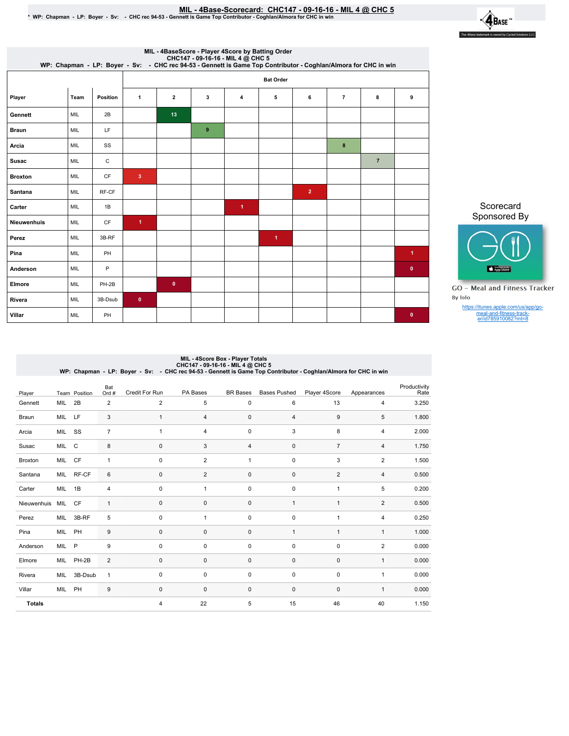# MIL - 4Base-Scorecard: CHC147 - 09-16-16 - MIL 4 @ CHC 5

\* WP: Chapman - LP: Boyer - Sv: - CHC rec 94-53 - Gennett is Game Top Contributor - Coghlan/Almora for CHC in win

The 4Base trademark is owned by Cycled Solutions LLC.

## MIL - 4BaseScore - Player 4Score by Batting Order

CHC147 - 09-16-16 - MIL 4 @ CHC 5

WP: Chapman - LP: Boyer - Sv: - CHC rec 94-53 - Gennett is Game Top Contributor - Coghlan/Almora for CHC in win

| Player | Team | Position | Bat Order 1 | 2 | 3 | 4 | 5 | 6 | 7 | 8 | 9 |
|---|---|---|---|---|---|---|---|---|---|---|---|
| Gennett | MIL | 2B | | 13 | | | | | | | |
| Braun | MIL | LF | | | 9 | | | | | | |
| Arcia | MIL | SS | | | | | | | 8 | | |
| Susac | MIL | C | | | | | | | | 7 | |
| Broxton | MIL | CF | 3 | | | | | | | | |
| Santana | MIL | RF-CF | | | | | | 2 | | | |
| Carter | MIL | 1B | | | | 1 | | | | | |
| Nieuwenhuis | MIL | CF | 1 | | | | | | | | |
| Perez | MIL | 3B-RF | | | | | 1 | | | | |
| Pina | MIL | PH | | | | | | | | | 1 |
| Anderson | MIL | P | | | | | | | | | 0 |
| Elmore | MIL | PH-2B | | 0 | | | | | | | |
| Rivera | MIL | 3B-Dsub | 0 | | | | | | | | |
| Villar | MIL | PH | | | | | | | | | 0 |

Scorecard Sponsored By

GO - Meal and Fitness Tracker

By Iolo

https://itunes.apple.com/us/app/go-meal-and-fitness-track-er/id785910082?mt=8

## MIL - 4Score Box - Player Totals

CHC147 - 09-16-16 - MIL 4 @ CHC 5

WP: Chapman - LP: Boyer - Sv: - CHC rec 94-53 - Gennett is Game Top Contributor - Coghlan/Almora for CHC in win

| Player | Team | Position | Bat Ord # | Credit For Run | PA Bases | BR Bases | Bases Pushed | Player 4Score | Appearances | Productivity Rate |
|---|---|---|---|---|---|---|---|---|---|---|
| Gennett | MIL | 2B | 2 | 2 | 5 | 0 | 6 | 13 | 4 | 3.250 |
| Braun | MIL | LF | 3 | 1 | 4 | 0 | 4 | 9 | 5 | 1.800 |
| Arcia | MIL | SS | 7 | 1 | 4 | 0 | 3 | 8 | 4 | 2.000 |
| Susac | MIL | C | 8 | 0 | 3 | 4 | 0 | 7 | 4 | 1.750 |
| Broxton | MIL | CF | 1 | 0 | 2 | 1 | 0 | 3 | 2 | 1.500 |
| Santana | MIL | RF-CF | 6 | 0 | 2 | 0 | 0 | 2 | 4 | 0.500 |
| Carter | MIL | 1B | 4 | 0 | 1 | 0 | 0 | 1 | 5 | 0.200 |
| Nieuwenhuis | MIL | CF | 1 | 0 | 0 | 0 | 1 | 1 | 2 | 0.500 |
| Perez | MIL | 3B-RF | 5 | 0 | 1 | 0 | 0 | 1 | 4 | 0.250 |
| Pina | MIL | PH | 9 | 0 | 0 | 0 | 1 | 1 | 1 | 1.000 |
| Anderson | MIL | P | 9 | 0 | 0 | 0 | 0 | 0 | 2 | 0.000 |
| Elmore | MIL | PH-2B | 2 | 0 | 0 | 0 | 0 | 0 | 1 | 0.000 |
| Rivera | MIL | 3B-Dsub | 1 | 0 | 0 | 0 | 0 | 0 | 1 | 0.000 |
| Villar | MIL | PH | 9 | 0 | 0 | 0 | 0 | 0 | 1 | 0.000 |
| **Totals** | | | | 4 | 22 | 5 | 15 | 46 | 40 | 1.150 |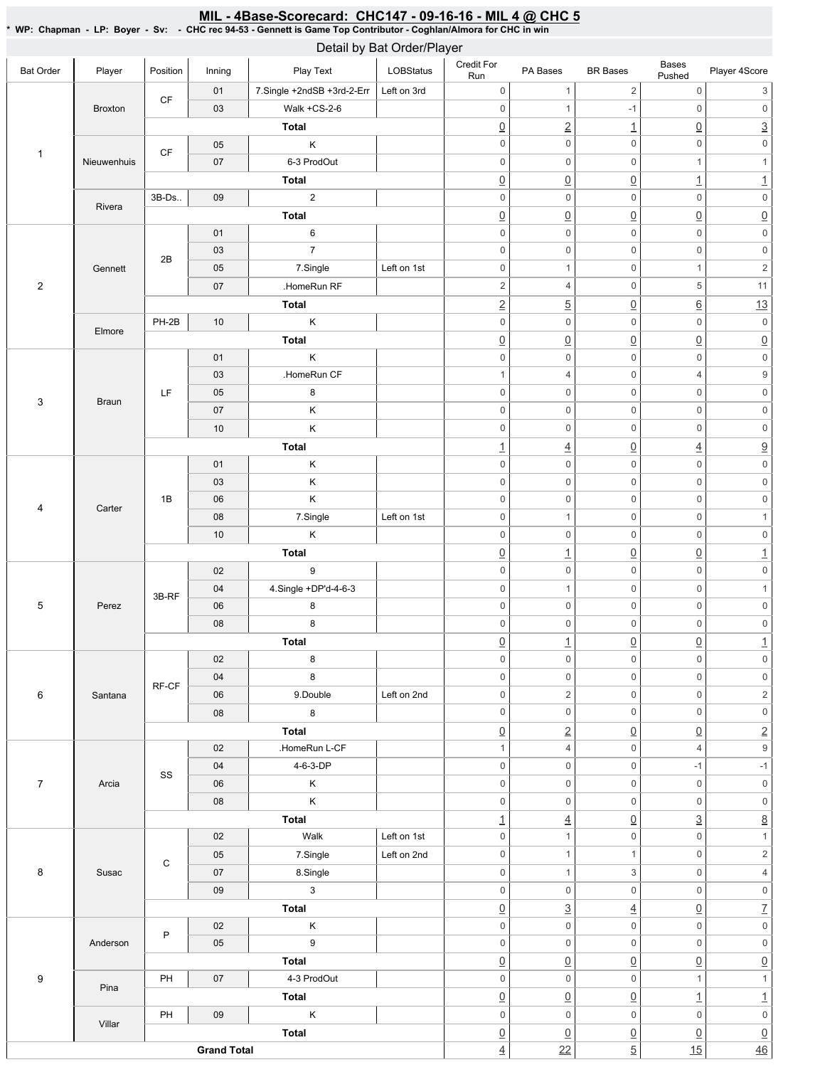# MIL - 4Base-Scorecard: CHC147 - 09-16-16 - MIL 4 @ CHC 5

\* WP: Chapman - LP: Boyer - Sv: - CHC rec 94-53 - Gennett is Game Top Contributor - Coghlan/Almora for CHC in win

## Detail by Bat Order/Player

| Bat Order | Player | Position | Inning | Play Text | LOBStatus | Credit For Run | PA Bases | BR Bases | Bases Pushed | Player 4Score |
|---|---|---|---|---|---|---|---|---|---|---|
| 1 | Broxton | CF | 01 | 7.Single +2ndSB +3rd-2-Err | Left on 3rd | 0 | 1 | 2 | 0 | 3 |
| | | | 03 | Walk +CS-2-6 | | 0 | 1 | -1 | 0 | 0 |
| | | | | Total | | 0 | 2 | 1 | 0 | 3 |
| | Nieuwenhuis | CF | 05 | K | | 0 | 0 | 0 | 0 | 0 |
| | | | 07 | 6-3 ProdOut | | 0 | 0 | 0 | 1 | 1 |
| | | | | Total | | 0 | 0 | 0 | 1 | 1 |
| | Rivera | 3B-Ds.. | 09 | 2 | | 0 | 0 | 0 | 0 | 0 |
| | | | | Total | | 0 | 0 | 0 | 0 | 0 |
| 2 | Gennett | 2B | 01 | 6 | | 0 | 0 | 0 | 0 | 0 |
| | | | 03 | 7 | | 0 | 0 | 0 | 0 | 0 |
| | | | 05 | 7.Single | Left on 1st | 0 | 1 | 0 | 1 | 2 |
| | | | 07 | .HomeRun RF | | 2 | 4 | 0 | 5 | 11 |
| | | | | Total | | 2 | 5 | 0 | 6 | 13 |
| | Elmore | PH-2B | 10 | K | | 0 | 0 | 0 | 0 | 0 |
| | | | | Total | | 0 | 0 | 0 | 0 | 0 |
| 3 | Braun | LF | 01 | K | | 0 | 0 | 0 | 0 | 0 |
| | | | 03 | .HomeRun CF | | 1 | 4 | 0 | 4 | 9 |
| | | | 05 | 8 | | 0 | 0 | 0 | 0 | 0 |
| | | | 07 | K | | 0 | 0 | 0 | 0 | 0 |
| | | | 10 | K | | 0 | 0 | 0 | 0 | 0 |
| | | | | Total | | 1 | 4 | 0 | 4 | 9 |
| 4 | Carter | 1B | 01 | K | | 0 | 0 | 0 | 0 | 0 |
| | | | 03 | K | | 0 | 0 | 0 | 0 | 0 |
| | | | 06 | K | | 0 | 0 | 0 | 0 | 0 |
| | | | 08 | 7.Single | Left on 1st | 0 | 1 | 0 | 0 | 1 |
| | | | 10 | K | | 0 | 0 | 0 | 0 | 0 |
| | | | | Total | | 0 | 1 | 0 | 0 | 1 |
| 5 | Perez | 3B-RF | 02 | 9 | | 0 | 0 | 0 | 0 | 0 |
| | | | 04 | 4.Single +DP'd-4-6-3 | | 0 | 1 | 0 | 0 | 1 |
| | | | 06 | 8 | | 0 | 0 | 0 | 0 | 0 |
| | | | 08 | 8 | | 0 | 0 | 0 | 0 | 0 |
| | | | | Total | | 0 | 1 | 0 | 0 | 1 |
| 6 | Santana | RF-CF | 02 | 8 | | 0 | 0 | 0 | 0 | 0 |
| | | | 04 | 8 | | 0 | 0 | 0 | 0 | 0 |
| | | | 06 | 9.Double | Left on 2nd | 0 | 2 | 0 | 0 | 2 |
| | | | 08 | 8 | | 0 | 0 | 0 | 0 | 0 |
| | | | | Total | | 0 | 2 | 0 | 0 | 2 |
| 7 | Arcia | SS | 02 | .HomeRun L-CF | | 1 | 4 | 0 | 4 | 9 |
| | | | 04 | 4-6-3-DP | | 0 | 0 | 0 | -1 | -1 |
| | | | 06 | K | | 0 | 0 | 0 | 0 | 0 |
| | | | 08 | K | | 0 | 0 | 0 | 0 | 0 |
| | | | | Total | | 1 | 4 | 0 | 3 | 8 |
| 8 | Susac | C | 02 | Walk | Left on 1st | 0 | 1 | 0 | 0 | 1 |
| | | | 05 | 7.Single | Left on 2nd | 0 | 1 | 1 | 0 | 2 |
| | | | 07 | 8.Single | | 0 | 1 | 3 | 0 | 4 |
| | | | 09 | 3 | | 0 | 0 | 0 | 0 | 0 |
| | | | | Total | | 0 | 3 | 4 | 0 | 7 |
| 9 | Anderson | P | 02 | K | | 0 | 0 | 0 | 0 | 0 |
| | | | 05 | 9 | | 0 | 0 | 0 | 0 | 0 |
| | | | | Total | | 0 | 0 | 0 | 0 | 0 |
| | Pina | PH | 07 | 4-3 ProdOut | | 0 | 0 | 0 | 1 | 1 |
| | | | | Total | | 0 | 0 | 0 | 1 | 1 |
| | Villar | PH | 09 | K | | 0 | 0 | 0 | 0 | 0 |
| | | | | Total | | 0 | 0 | 0 | 0 | 0 |
| Grand Total | | | | | | 4 | 22 | 5 | 15 | 46 |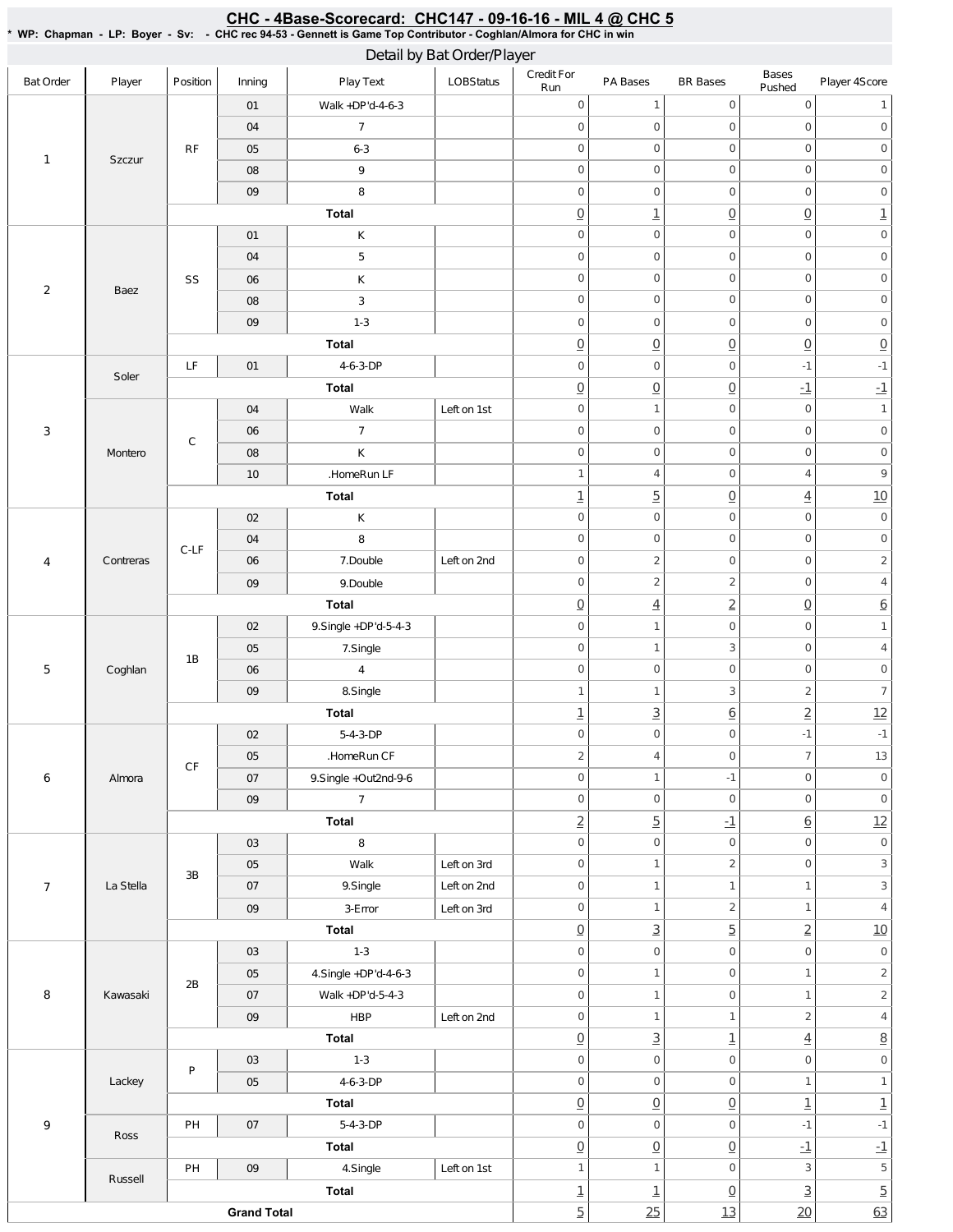# CHC - 4Base-Scorecard: CHC147 - 09-16-16 - MIL 4 @ CHC 5

**\* WP: Chapman - LP: Boyer - Sv: - CHC rec 94-53 - Gennett is Game Top Contributor - Coghlan/Almora for CHC in win**

## Detail by Bat Order/Player

| Bat Order | Player | Position | Inning | Play Text | LOBStatus | Credit For Run | PA Bases | BR Bases | Bases Pushed | Player 4Score |
|---|---|---|---|---|---|---|---|---|---|---|
| 1 | Szczur | RF | 01 | Walk +DP'd-4-6-3 | | 0 | 1 | 0 | 0 | 1 |
| | | | 04 | 7 | | 0 | 0 | 0 | 0 | 0 |
| | | | 05 | 6-3 | | 0 | 0 | 0 | 0 | 0 |
| | | | 08 | 9 | | 0 | 0 | 0 | 0 | 0 |
| | | | 09 | 8 | | 0 | 0 | 0 | 0 | 0 |
| | | | | Total | | 0 | 1 | 0 | 0 | 1 |
| 2 | Baez | SS | 01 | K | | 0 | 0 | 0 | 0 | 0 |
| | | | 04 | 5 | | 0 | 0 | 0 | 0 | 0 |
| | | | 06 | K | | 0 | 0 | 0 | 0 | 0 |
| | | | 08 | 3 | | 0 | 0 | 0 | 0 | 0 |
| | | | 09 | 1-3 | | 0 | 0 | 0 | 0 | 0 |
| | | | | Total | | 0 | 0 | 0 | 0 | 0 |
| 3 | Soler | LF | 01 | 4-6-3-DP | | 0 | 0 | 0 | -1 | -1 |
| | | | | Total | | 0 | 0 | 0 | -1 | -1 |
| | Montero | C | 04 | Walk | Left on 1st | 0 | 1 | 0 | 0 | 1 |
| | | | 06 | 7 | | 0 | 0 | 0 | 0 | 0 |
| | | | 08 | K | | 0 | 0 | 0 | 0 | 0 |
| | | | 10 | .HomeRun LF | | 1 | 4 | 0 | 4 | 9 |
| | | | | Total | | 1 | 5 | 0 | 4 | 10 |
| 4 | Contreras | C-LF | 02 | K | | 0 | 0 | 0 | 0 | 0 |
| | | | 04 | 8 | | 0 | 0 | 0 | 0 | 0 |
| | | | 06 | 7.Double | Left on 2nd | 0 | 2 | 0 | 0 | 2 |
| | | | 09 | 9.Double | | 0 | 2 | 2 | 0 | 4 |
| | | | | Total | | 0 | 4 | 2 | 0 | 6 |
| 5 | Coghlan | 1B | 02 | 9.Single +DP'd-5-4-3 | | 0 | 1 | 0 | 0 | 1 |
| | | | 05 | 7.Single | | 0 | 1 | 3 | 0 | 4 |
| | | | 06 | 4 | | 0 | 0 | 0 | 0 | 0 |
| | | | 09 | 8.Single | | 1 | 1 | 3 | 2 | 7 |
| | | | | Total | | 1 | 3 | 6 | 2 | 12 |
| 6 | Almora | CF | 02 | 5-4-3-DP | | 0 | 0 | 0 | -1 | -1 |
| | | | 05 | .HomeRun CF | | 2 | 4 | 0 | 7 | 13 |
| | | | 07 | 9.Single +Out2nd-9-6 | | 0 | 1 | -1 | 0 | 0 |
| | | | 09 | 7 | | 0 | 0 | 0 | 0 | 0 |
| | | | | Total | | 2 | 5 | -1 | 6 | 12 |
| 7 | La Stella | 3B | 03 | 8 | | 0 | 0 | 0 | 0 | 0 |
| | | | 05 | Walk | Left on 3rd | 0 | 1 | 2 | 0 | 3 |
| | | | 07 | 9.Single | Left on 2nd | 0 | 1 | 1 | 1 | 3 |
| | | | 09 | 3-Error | Left on 3rd | 0 | 1 | 2 | 1 | 4 |
| | | | | Total | | 0 | 3 | 5 | 2 | 10 |
| 8 | Kawasaki | 2B | 03 | 1-3 | | 0 | 0 | 0 | 0 | 0 |
| | | | 05 | 4.Single +DP'd-4-6-3 | | 0 | 1 | 0 | 1 | 2 |
| | | | 07 | Walk +DP'd-5-4-3 | | 0 | 1 | 0 | 1 | 2 |
| | | | 09 | HBP | Left on 2nd | 0 | 1 | 1 | 2 | 4 |
| | | | | Total | | 0 | 3 | 1 | 4 | 8 |
| 9 | Lackey | P | 03 | 1-3 | | 0 | 0 | 0 | 0 | 0 |
| | | | 05 | 4-6-3-DP | | 0 | 0 | 0 | 1 | 1 |
| | | | | Total | | 0 | 0 | 0 | 1 | 1 |
| | Ross | PH | 07 | 5-4-3-DP | | 0 | 0 | 0 | -1 | -1 |
| | | | | Total | | 0 | 0 | 0 | -1 | -1 |
| | Russell | PH | 09 | 4.Single | Left on 1st | 1 | 1 | 0 | 3 | 5 |
| | | | | Total | | 1 | 1 | 0 | 3 | 5 |
| Grand Total | | | | | | 5 | 25 | 13 | 20 | 63 |